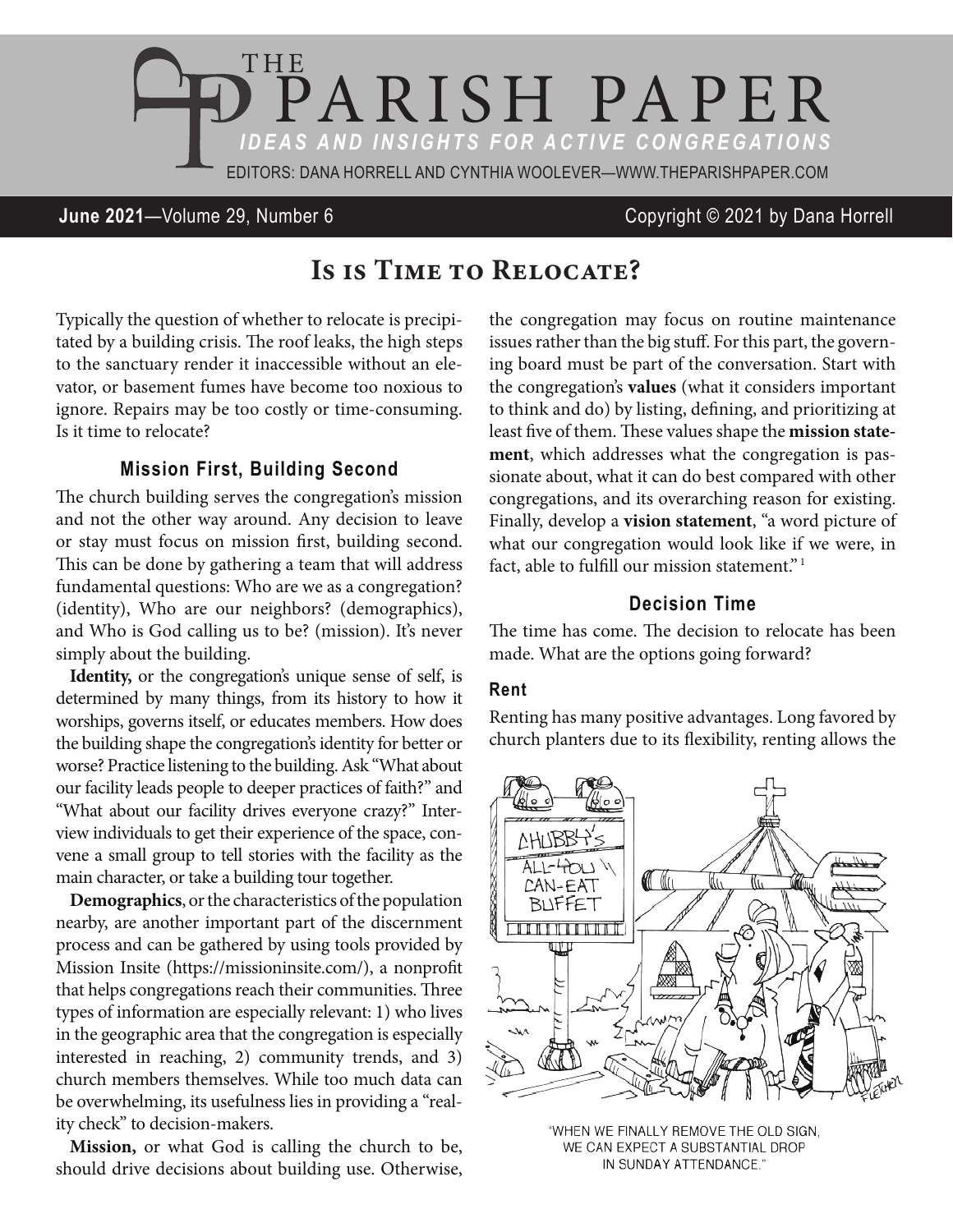# THE PARISH PAPER

*IDEAS AND INSIGHTS FOR ACTIVE CONGREGATIONS*

EDITORS: DANA HORRELL AND CYNTHIA WOOLEVER—WWW.THEPARISHPAPER.COM

**June 2021**—Volume 29, Number 6

Copyright © 2021 by Dana Horrell

## Is is Time to Relocate?

Typically the question of whether to relocate is precipitated by a building crisis. The roof leaks, the high steps to the sanctuary render it inaccessible without an elevator, or basement fumes have become too noxious to ignore. Repairs may be too costly or time-consuming. Is it time to relocate?

### Mission First, Building Second

The church building serves the congregation's mission and not the other way around. Any decision to leave or stay must focus on mission first, building second. This can be done by gathering a team that will address fundamental questions: Who are we as a congregation? (identity), Who are our neighbors? (demographics), and Who is God calling us to be? (mission). It's never simply about the building.

**Identity,** or the congregation's unique sense of self, is determined by many things, from its history to how it worships, governs itself, or educates members. How does the building shape the congregation's identity for better or worse? Practice listening to the building. Ask "What about our facility leads people to deeper practices of faith?" and "What about our facility drives everyone crazy?" Interview individuals to get their experience of the space, convene a small group to tell stories with the facility as the main character, or take a building tour together.

**Demographics**, or the characteristics of the population nearby, are another important part of the discernment process and can be gathered by using tools provided by Mission Insite (https://missioninsite.com/), a nonprofit that helps congregations reach their communities. Three types of information are especially relevant: 1) who lives in the geographic area that the congregation is especially interested in reaching, 2) community trends, and 3) church members themselves. While too much data can be overwhelming, its usefulness lies in providing a "reality check" to decision-makers.

**Mission,** or what God is calling the church to be, should drive decisions about building use. Otherwise, the congregation may focus on routine maintenance issues rather than the big stuff. For this part, the governing board must be part of the conversation. Start with the congregation's **values** (what it considers important to think and do) by listing, defining, and prioritizing at least five of them. These values shape the **mission statement**, which addresses what the congregation is passionate about, what it can do best compared with other congregations, and its overarching reason for existing. Finally, develop a **vision statement**, "a word picture of what our congregation would look like if we were, in fact, able to fulfill our mission statement."[1]

### Decision Time

The time has come. The decision to relocate has been made. What are the options going forward?

#### Rent

Renting has many positive advantages. Long favored by church planters due to its flexibility, renting allows the

"WHEN WE FINALLY REMOVE THE OLD SIGN, WE CAN EXPECT A SUBSTANTIAL DROP IN SUNDAY ATTENDANCE."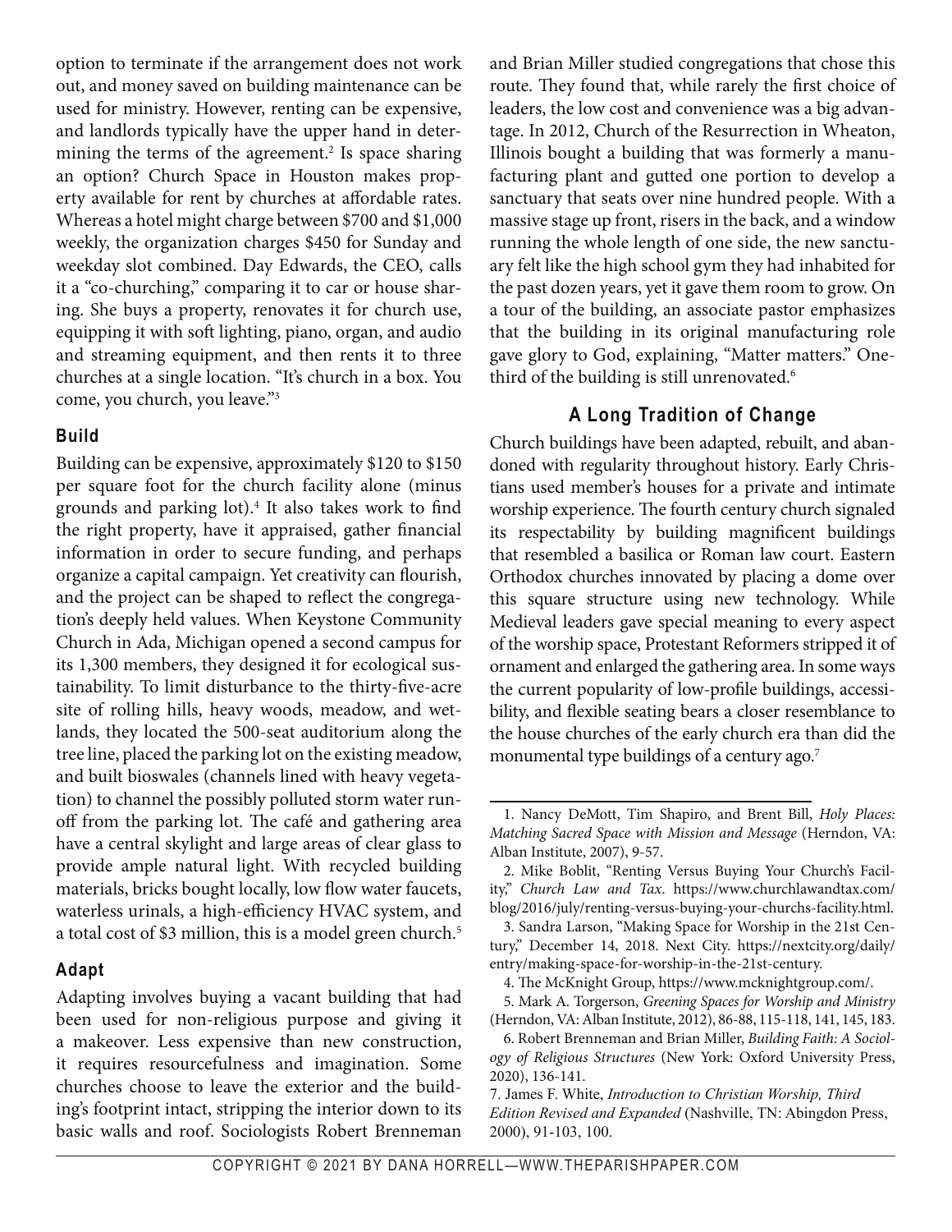option to terminate if the arrangement does not work out, and money saved on building maintenance can be used for ministry. However, renting can be expensive, and landlords typically have the upper hand in determining the terms of the agreement.[2] Is space sharing an option? Church Space in Houston makes property available for rent by churches at affordable rates. Whereas a hotel might charge between $700 and $1,000 weekly, the organization charges $450 for Sunday and weekday slot combined. Day Edwards, the CEO, calls it a "co-churching," comparing it to car or house sharing. She buys a property, renovates it for church use, equipping it with soft lighting, piano, organ, and audio and streaming equipment, and then rents it to three churches at a single location. "It's church in a box. You come, you church, you leave."[3]

### Build

Building can be expensive, approximately $120 to $150 per square foot for the church facility alone (minus grounds and parking lot).[4] It also takes work to find the right property, have it appraised, gather financial information in order to secure funding, and perhaps organize a capital campaign. Yet creativity can flourish, and the project can be shaped to reflect the congregation's deeply held values. When Keystone Community Church in Ada, Michigan opened a second campus for its 1,300 members, they designed it for ecological sustainability. To limit disturbance to the thirty-five-acre site of rolling hills, heavy woods, meadow, and wetlands, they located the 500-seat auditorium along the tree line, placed the parking lot on the existing meadow, and built bioswales (channels lined with heavy vegetation) to channel the possibly polluted storm water runoff from the parking lot. The café and gathering area have a central skylight and large areas of clear glass to provide ample natural light. With recycled building materials, bricks bought locally, low flow water faucets, waterless urinals, a high-efficiency HVAC system, and a total cost of $3 million, this is a model green church.[5]

### Adapt

Adapting involves buying a vacant building that had been used for non-religious purpose and giving it a makeover. Less expensive than new construction, it requires resourcefulness and imagination. Some churches choose to leave the exterior and the building's footprint intact, stripping the interior down to its basic walls and roof. Sociologists Robert Brenneman and Brian Miller studied congregations that chose this route. They found that, while rarely the first choice of leaders, the low cost and convenience was a big advantage. In 2012, Church of the Resurrection in Wheaton, Illinois bought a building that was formerly a manufacturing plant and gutted one portion to develop a sanctuary that seats over nine hundred people. With a massive stage up front, risers in the back, and a window running the whole length of one side, the new sanctuary felt like the high school gym they had inhabited for the past dozen years, yet it gave them room to grow. On a tour of the building, an associate pastor emphasizes that the building in its original manufacturing role gave glory to God, explaining, "Matter matters." One-third of the building is still unrenovated.[6]

## A Long Tradition of Change

Church buildings have been adapted, rebuilt, and abandoned with regularity throughout history. Early Christians used member's houses for a private and intimate worship experience. The fourth century church signaled its respectability by building magnificent buildings that resembled a basilica or Roman law court. Eastern Orthodox churches innovated by placing a dome over this square structure using new technology. While Medieval leaders gave special meaning to every aspect of the worship space, Protestant Reformers stripped it of ornament and enlarged the gathering area. In some ways the current popularity of low-profile buildings, accessibility, and flexible seating bears a closer resemblance to the house churches of the early church era than did the monumental type buildings of a century ago.[7]

---

1. Nancy DeMott, Tim Shapiro, and Brent Bill, *Holy Places: Matching Sacred Space with Mission and Message* (Herndon, VA: Alban Institute, 2007), 9-57.
2. Mike Boblit, "Renting Versus Buying Your Church's Facility," *Church Law and Tax*. https://www.churchlawandtax.com/blog/2016/july/renting-versus-buying-your-churchs-facility.html.
3. Sandra Larson, "Making Space for Worship in the 21st Century," December 14, 2018. Next City. https://nextcity.org/daily/entry/making-space-for-worship-in-the-21st-century.
4. The McKnight Group, https://www.mcknightgroup.com/.
5. Mark A. Torgerson, *Greening Spaces for Worship and Ministry* (Herndon, VA: Alban Institute, 2012), 86-88, 115-118, 141, 145, 183.
6. Robert Brenneman and Brian Miller, *Building Faith: A Sociology of Religious Structures* (New York: Oxford University Press, 2020), 136-141.
7. James F. White, *Introduction to Christian Worship, Third Edition Revised and Expanded* (Nashville, TN: Abingdon Press, 2000), 91-103, 100.

COPYRIGHT © 2021 BY DANA HORRELL—WWW.THEPARISHPAPER.COM